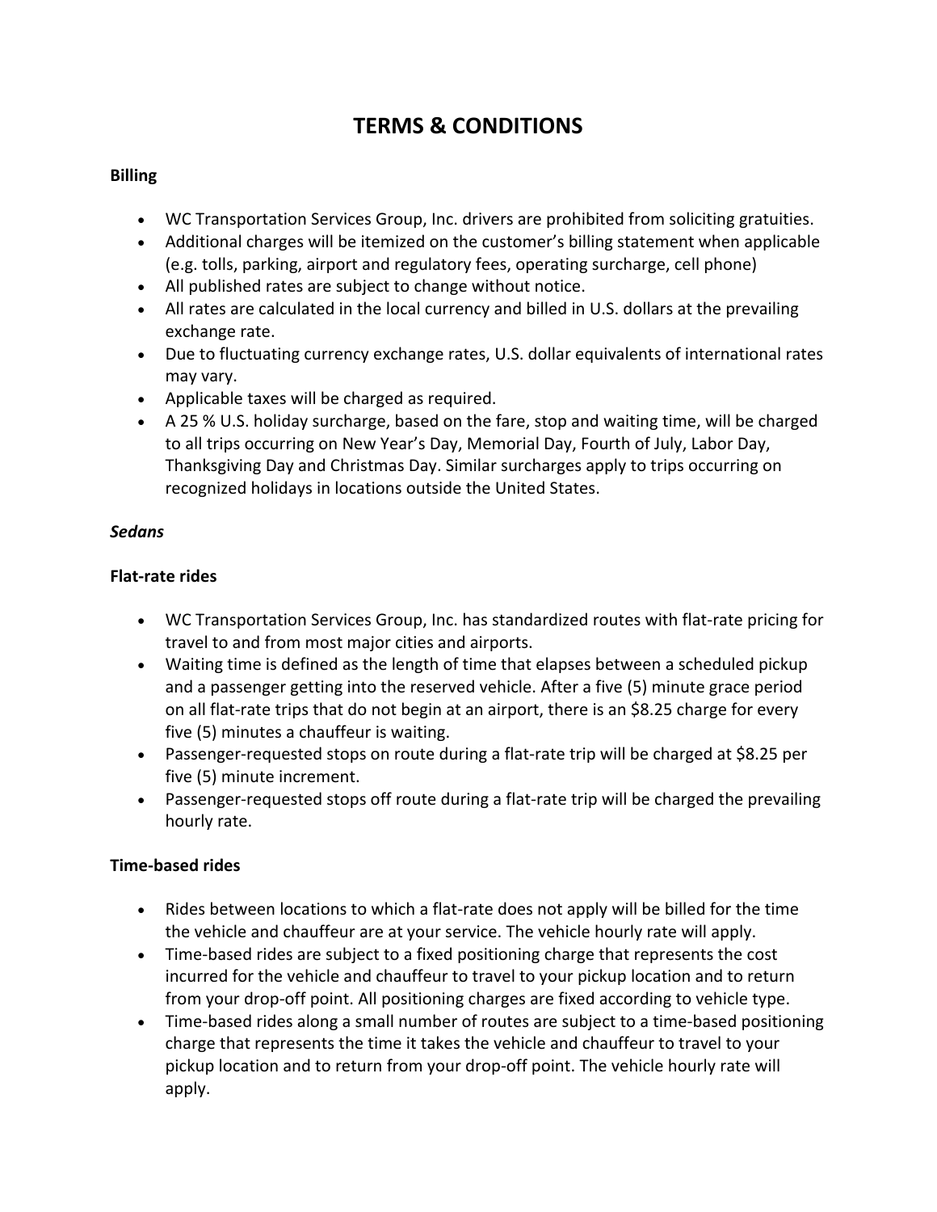# TERMS & CONDITIONS

**Billing**

- WC Transportation Services Group, Inc. drivers are prohibited from soliciting gratuities.
- Additional charges will be itemized on the customer's billing statement when applicable (e.g. tolls, parking, airport and regulatory fees, operating surcharge, cell phone)
- All published rates are subject to change without notice.
- All rates are calculated in the local currency and billed in U.S. dollars at the prevailing exchange rate.
- Due to fluctuating currency exchange rates, U.S. dollar equivalents of international rates may vary.
- Applicable taxes will be charged as required.
- A 25 % U.S. holiday surcharge, based on the fare, stop and waiting time, will be charged to all trips occurring on New Year's Day, Memorial Day, Fourth of July, Labor Day, Thanksgiving Day and Christmas Day. Similar surcharges apply to trips occurring on recognized holidays in locations outside the United States.

***Sedans***

**Flat-rate rides**

- WC Transportation Services Group, Inc. has standardized routes with flat-rate pricing for travel to and from most major cities and airports.
- Waiting time is defined as the length of time that elapses between a scheduled pickup and a passenger getting into the reserved vehicle. After a five (5) minute grace period on all flat-rate trips that do not begin at an airport, there is an $8.25 charge for every five (5) minutes a chauffeur is waiting.
- Passenger-requested stops on route during a flat-rate trip will be charged at $8.25 per five (5) minute increment.
- Passenger-requested stops off route during a flat-rate trip will be charged the prevailing hourly rate.

**Time-based rides**

- Rides between locations to which a flat-rate does not apply will be billed for the time the vehicle and chauffeur are at your service. The vehicle hourly rate will apply.
- Time-based rides are subject to a fixed positioning charge that represents the cost incurred for the vehicle and chauffeur to travel to your pickup location and to return from your drop-off point. All positioning charges are fixed according to vehicle type.
- Time-based rides along a small number of routes are subject to a time-based positioning charge that represents the time it takes the vehicle and chauffeur to travel to your pickup location and to return from your drop-off point. The vehicle hourly rate will apply.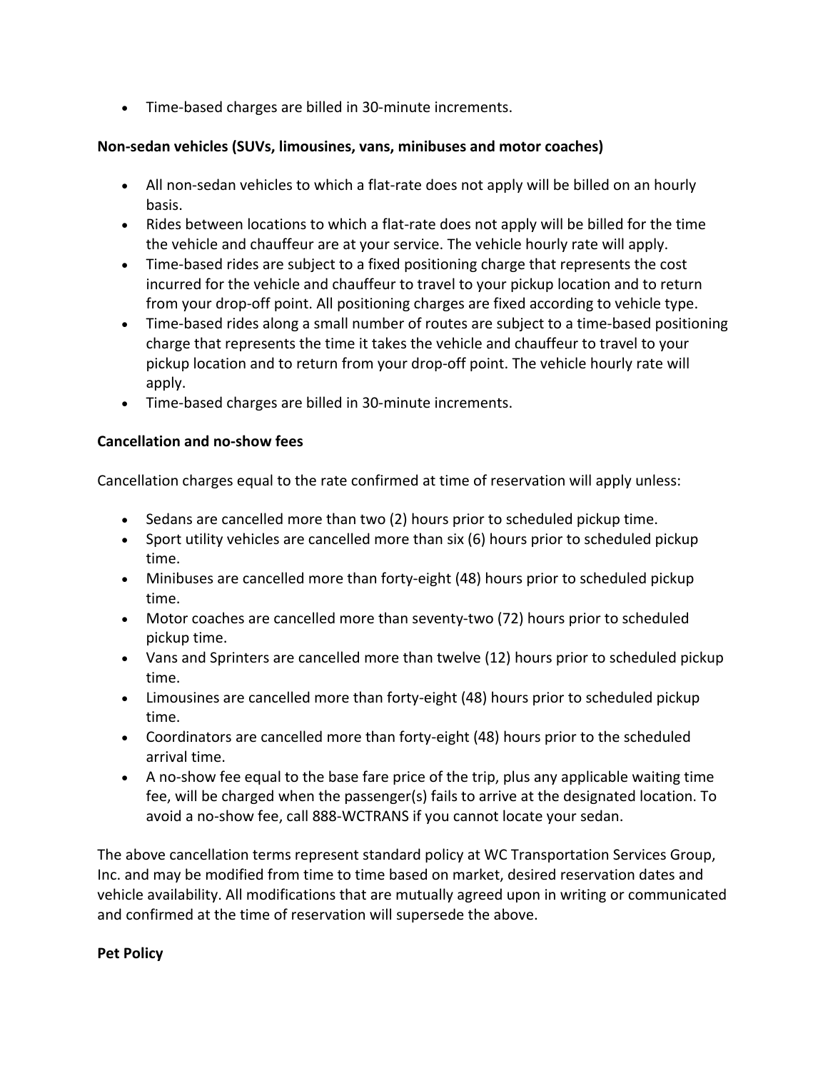- Time-based charges are billed in 30-minute increments.

**Non-sedan vehicles (SUVs, limousines, vans, minibuses and motor coaches)**

- All non-sedan vehicles to which a flat-rate does not apply will be billed on an hourly basis.
- Rides between locations to which a flat-rate does not apply will be billed for the time the vehicle and chauffeur are at your service. The vehicle hourly rate will apply.
- Time-based rides are subject to a fixed positioning charge that represents the cost incurred for the vehicle and chauffeur to travel to your pickup location and to return from your drop-off point. All positioning charges are fixed according to vehicle type.
- Time-based rides along a small number of routes are subject to a time-based positioning charge that represents the time it takes the vehicle and chauffeur to travel to your pickup location and to return from your drop-off point. The vehicle hourly rate will apply.
- Time-based charges are billed in 30-minute increments.

**Cancellation and no-show fees**

Cancellation charges equal to the rate confirmed at time of reservation will apply unless:

- Sedans are cancelled more than two (2) hours prior to scheduled pickup time.
- Sport utility vehicles are cancelled more than six (6) hours prior to scheduled pickup time.
- Minibuses are cancelled more than forty-eight (48) hours prior to scheduled pickup time.
- Motor coaches are cancelled more than seventy-two (72) hours prior to scheduled pickup time.
- Vans and Sprinters are cancelled more than twelve (12) hours prior to scheduled pickup time.
- Limousines are cancelled more than forty-eight (48) hours prior to scheduled pickup time.
- Coordinators are cancelled more than forty-eight (48) hours prior to the scheduled arrival time.
- A no-show fee equal to the base fare price of the trip, plus any applicable waiting time fee, will be charged when the passenger(s) fails to arrive at the designated location. To avoid a no-show fee, call 888-WCTRANS if you cannot locate your sedan.

The above cancellation terms represent standard policy at WC Transportation Services Group, Inc. and may be modified from time to time based on market, desired reservation dates and vehicle availability. All modifications that are mutually agreed upon in writing or communicated and confirmed at the time of reservation will supersede the above.

**Pet Policy**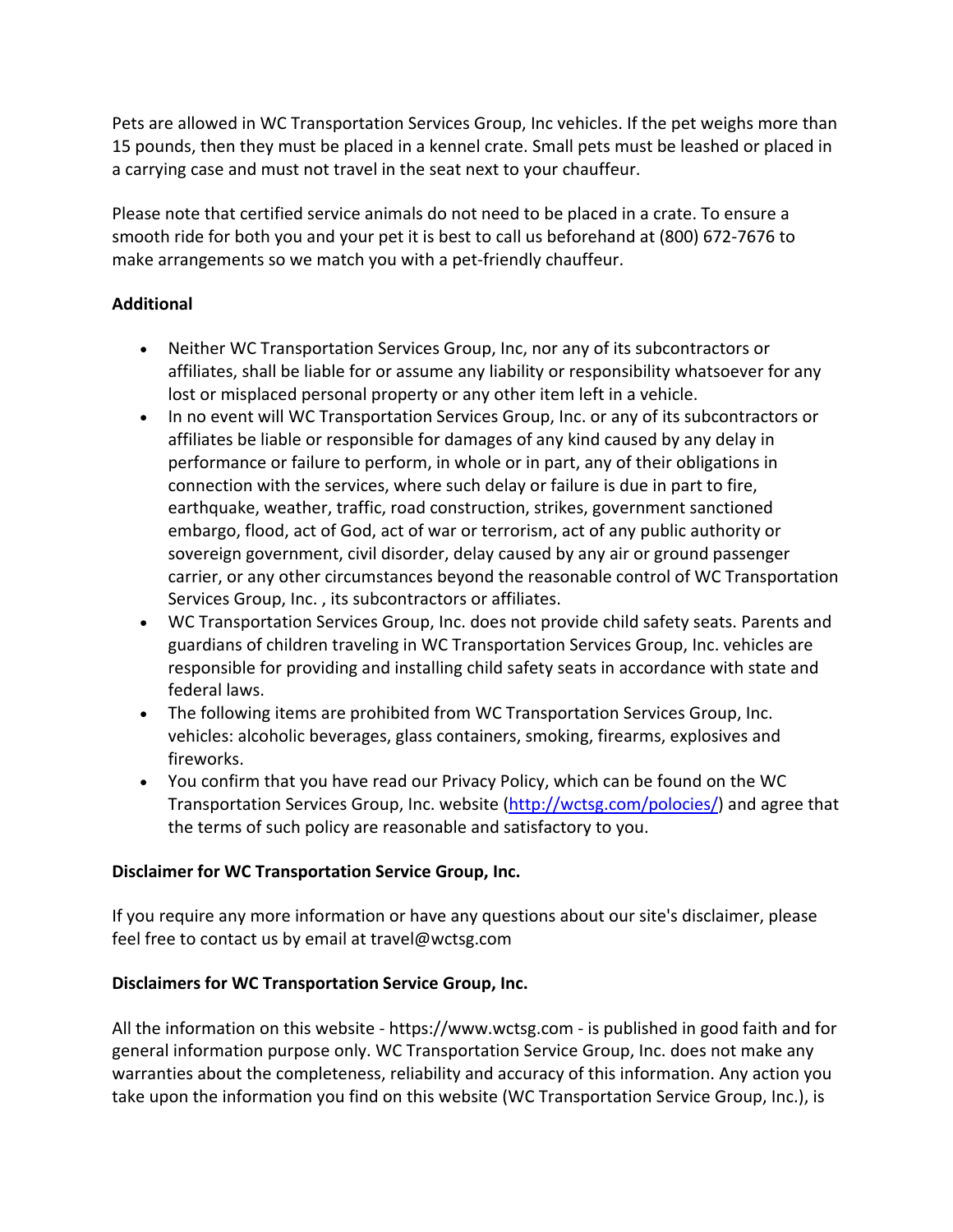Pets are allowed in WC Transportation Services Group, Inc vehicles. If the pet weighs more than 15 pounds, then they must be placed in a kennel crate. Small pets must be leashed or placed in a carrying case and must not travel in the seat next to your chauffeur.

Please note that certified service animals do not need to be placed in a crate. To ensure a smooth ride for both you and your pet it is best to call us beforehand at (800) 672-7676 to make arrangements so we match you with a pet-friendly chauffeur.

**Additional**

- Neither WC Transportation Services Group, Inc, nor any of its subcontractors or affiliates, shall be liable for or assume any liability or responsibility whatsoever for any lost or misplaced personal property or any other item left in a vehicle.
- In no event will WC Transportation Services Group, Inc. or any of its subcontractors or affiliates be liable or responsible for damages of any kind caused by any delay in performance or failure to perform, in whole or in part, any of their obligations in connection with the services, where such delay or failure is due in part to fire, earthquake, weather, traffic, road construction, strikes, government sanctioned embargo, flood, act of God, act of war or terrorism, act of any public authority or sovereign government, civil disorder, delay caused by any air or ground passenger carrier, or any other circumstances beyond the reasonable control of WC Transportation Services Group, Inc. , its subcontractors or affiliates.
- WC Transportation Services Group, Inc. does not provide child safety seats. Parents and guardians of children traveling in WC Transportation Services Group, Inc. vehicles are responsible for providing and installing child safety seats in accordance with state and federal laws.
- The following items are prohibited from WC Transportation Services Group, Inc. vehicles: alcoholic beverages, glass containers, smoking, firearms, explosives and fireworks.
- You confirm that you have read our Privacy Policy, which can be found on the WC Transportation Services Group, Inc. website ([http://wctsg.com/polocies/](http://wctsg.com/polocies/)) and agree that the terms of such policy are reasonable and satisfactory to you.

**Disclaimer for WC Transportation Service Group, Inc.**

If you require any more information or have any questions about our site's disclaimer, please feel free to contact us by email at travel@wctsg.com

**Disclaimers for WC Transportation Service Group, Inc.**

All the information on this website - https://www.wctsg.com - is published in good faith and for general information purpose only. WC Transportation Service Group, Inc. does not make any warranties about the completeness, reliability and accuracy of this information. Any action you take upon the information you find on this website (WC Transportation Service Group, Inc.), is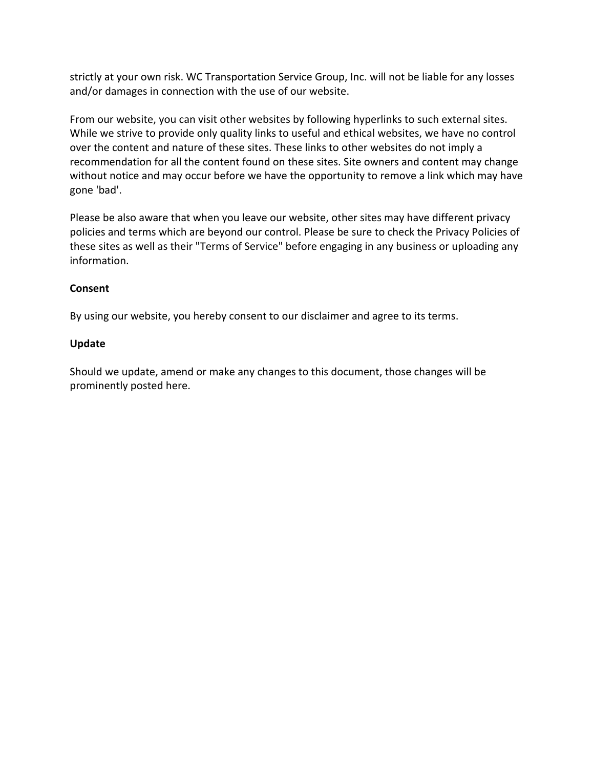strictly at your own risk. WC Transportation Service Group, Inc. will not be liable for any losses and/or damages in connection with the use of our website.

From our website, you can visit other websites by following hyperlinks to such external sites. While we strive to provide only quality links to useful and ethical websites, we have no control over the content and nature of these sites. These links to other websites do not imply a recommendation for all the content found on these sites. Site owners and content may change without notice and may occur before we have the opportunity to remove a link which may have gone 'bad'.

Please be also aware that when you leave our website, other sites may have different privacy policies and terms which are beyond our control. Please be sure to check the Privacy Policies of these sites as well as their "Terms of Service" before engaging in any business or uploading any information.

**Consent**

By using our website, you hereby consent to our disclaimer and agree to its terms.

**Update**

Should we update, amend or make any changes to this document, those changes will be prominently posted here.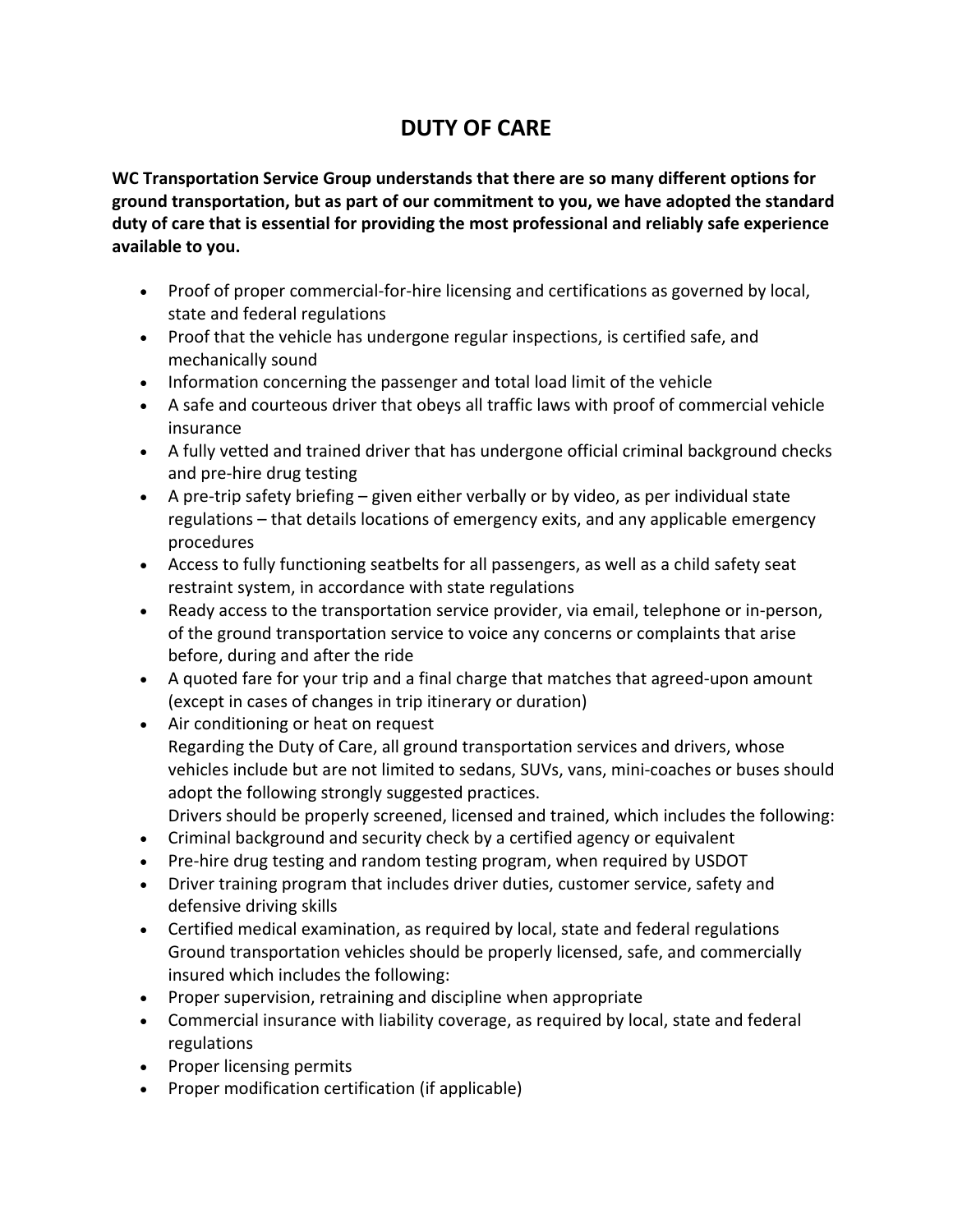# DUTY OF CARE

**WC Transportation Service Group understands that there are so many different options for ground transportation, but as part of our commitment to you, we have adopted the standard duty of care that is essential for providing the most professional and reliably safe experience available to you.**

- Proof of proper commercial-for-hire licensing and certifications as governed by local, state and federal regulations
- Proof that the vehicle has undergone regular inspections, is certified safe, and mechanically sound
- Information concerning the passenger and total load limit of the vehicle
- A safe and courteous driver that obeys all traffic laws with proof of commercial vehicle insurance
- A fully vetted and trained driver that has undergone official criminal background checks and pre-hire drug testing
- A pre-trip safety briefing – given either verbally or by video, as per individual state regulations – that details locations of emergency exits, and any applicable emergency procedures
- Access to fully functioning seatbelts for all passengers, as well as a child safety seat restraint system, in accordance with state regulations
- Ready access to the transportation service provider, via email, telephone or in-person, of the ground transportation service to voice any concerns or complaints that arise before, during and after the ride
- A quoted fare for your trip and a final charge that matches that agreed-upon amount (except in cases of changes in trip itinerary or duration)
- Air conditioning or heat on request
  Regarding the Duty of Care, all ground transportation services and drivers, whose vehicles include but are not limited to sedans, SUVs, vans, mini-coaches or buses should adopt the following strongly suggested practices.
  Drivers should be properly screened, licensed and trained, which includes the following:
- Criminal background and security check by a certified agency or equivalent
- Pre-hire drug testing and random testing program, when required by USDOT
- Driver training program that includes driver duties, customer service, safety and defensive driving skills
- Certified medical examination, as required by local, state and federal regulations
  Ground transportation vehicles should be properly licensed, safe, and commercially insured which includes the following:
- Proper supervision, retraining and discipline when appropriate
- Commercial insurance with liability coverage, as required by local, state and federal regulations
- Proper licensing permits
- Proper modification certification (if applicable)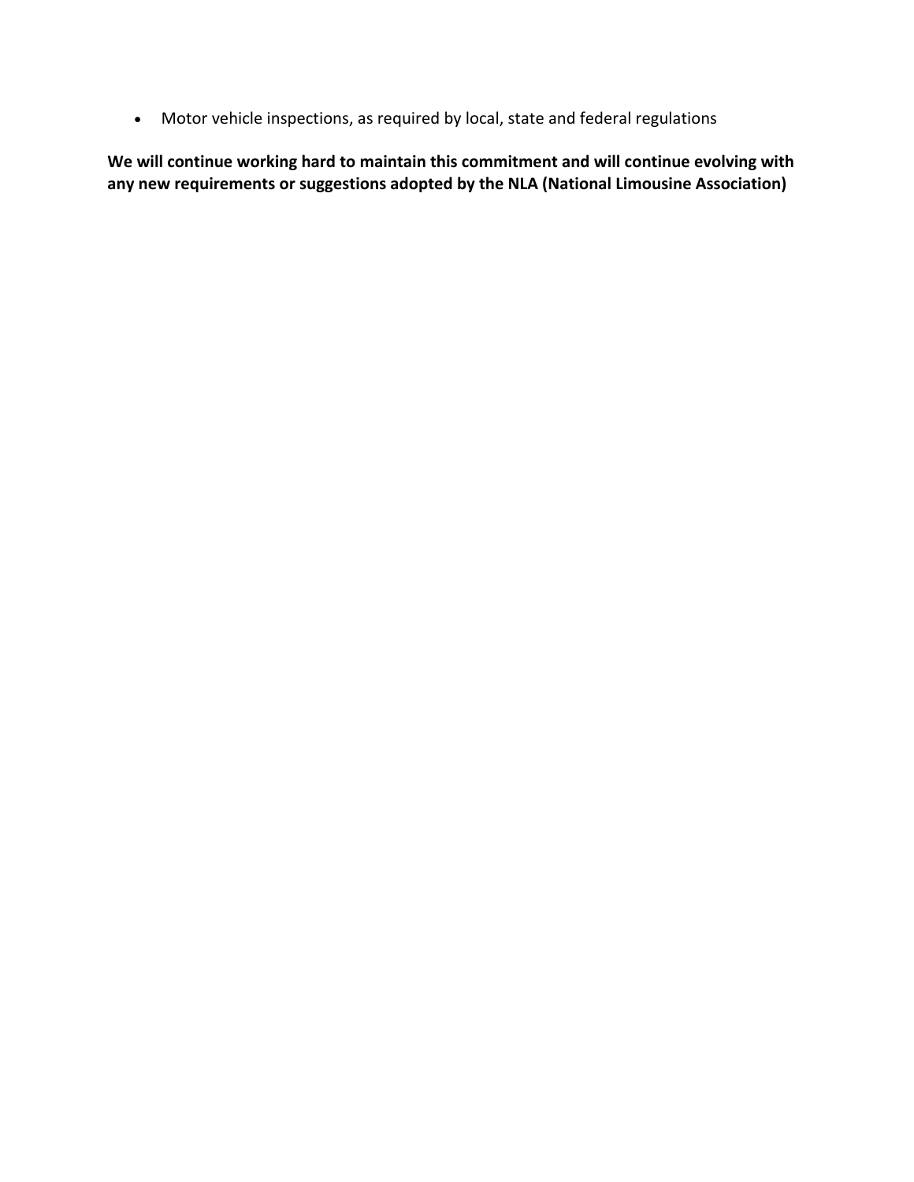- Motor vehicle inspections, as required by local, state and federal regulations

**We will continue working hard to maintain this commitment and will continue evolving with any new requirements or suggestions adopted by the NLA (National Limousine Association)**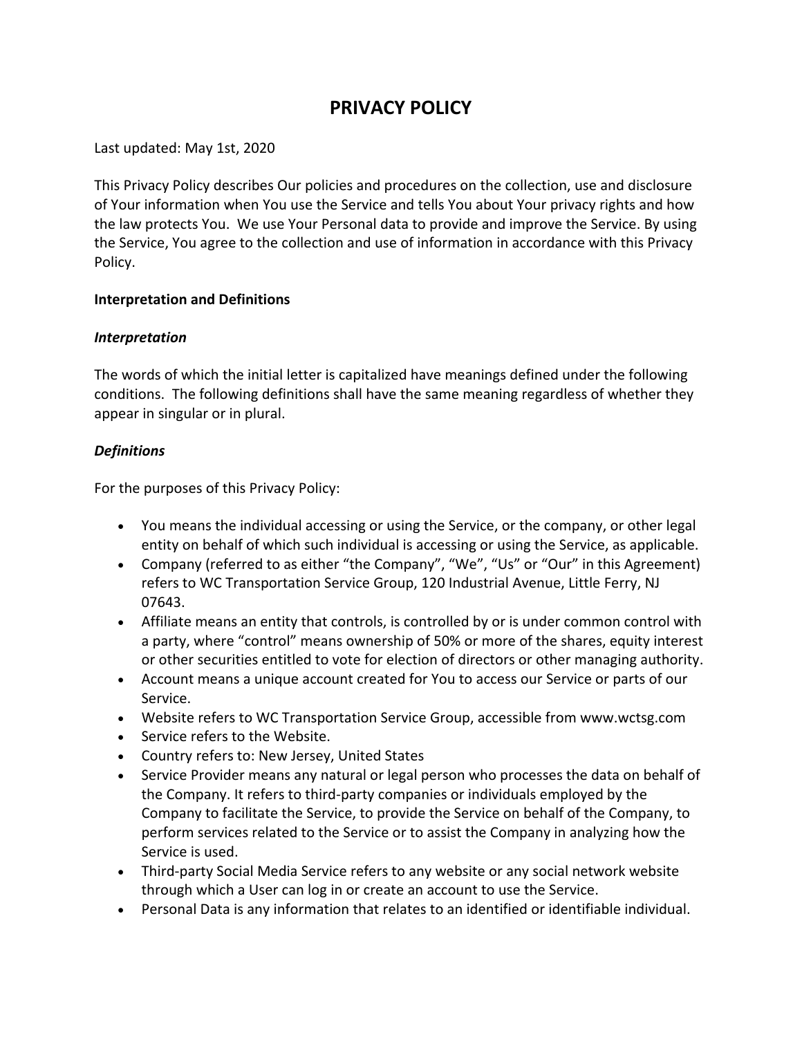# PRIVACY POLICY

Last updated: May 1st, 2020

This Privacy Policy describes Our policies and procedures on the collection, use and disclosure of Your information when You use the Service and tells You about Your privacy rights and how the law protects You. We use Your Personal data to provide and improve the Service. By using the Service, You agree to the collection and use of information in accordance with this Privacy Policy.

**Interpretation and Definitions**

***Interpretation***

The words of which the initial letter is capitalized have meanings defined under the following conditions. The following definitions shall have the same meaning regardless of whether they appear in singular or in plural.

***Definitions***

For the purposes of this Privacy Policy:

- You means the individual accessing or using the Service, or the company, or other legal entity on behalf of which such individual is accessing or using the Service, as applicable.
- Company (referred to as either "the Company", "We", "Us" or "Our" in this Agreement) refers to WC Transportation Service Group, 120 Industrial Avenue, Little Ferry, NJ 07643.
- Affiliate means an entity that controls, is controlled by or is under common control with a party, where "control" means ownership of 50% or more of the shares, equity interest or other securities entitled to vote for election of directors or other managing authority.
- Account means a unique account created for You to access our Service or parts of our Service.
- Website refers to WC Transportation Service Group, accessible from www.wctsg.com
- Service refers to the Website.
- Country refers to: New Jersey, United States
- Service Provider means any natural or legal person who processes the data on behalf of the Company. It refers to third-party companies or individuals employed by the Company to facilitate the Service, to provide the Service on behalf of the Company, to perform services related to the Service or to assist the Company in analyzing how the Service is used.
- Third-party Social Media Service refers to any website or any social network website through which a User can log in or create an account to use the Service.
- Personal Data is any information that relates to an identified or identifiable individual.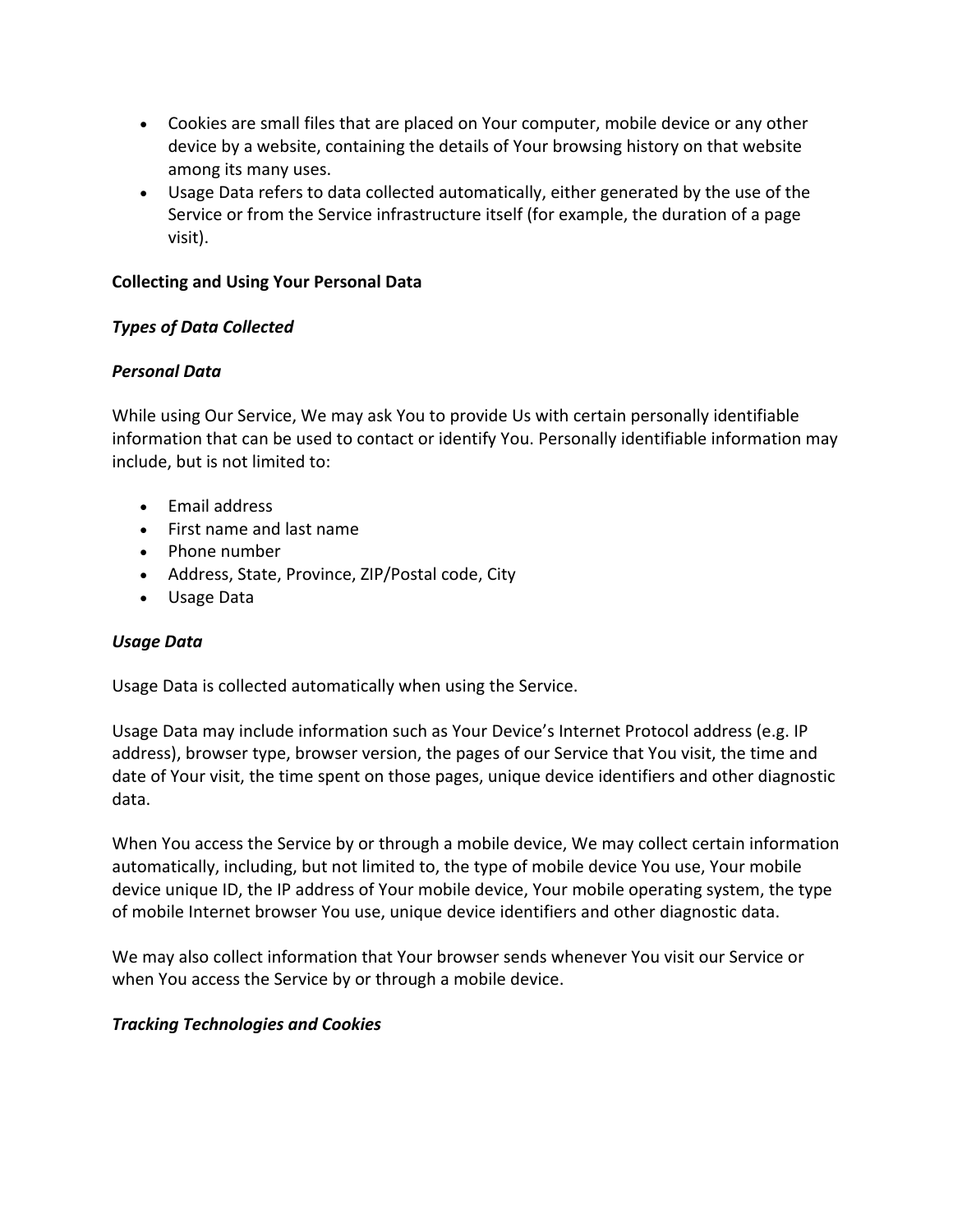- Cookies are small files that are placed on Your computer, mobile device or any other device by a website, containing the details of Your browsing history on that website among its many uses.
- Usage Data refers to data collected automatically, either generated by the use of the Service or from the Service infrastructure itself (for example, the duration of a page visit).

**Collecting and Using Your Personal Data**

***Types of Data Collected***

***Personal Data***

While using Our Service, We may ask You to provide Us with certain personally identifiable information that can be used to contact or identify You. Personally identifiable information may include, but is not limited to:

- Email address
- First name and last name
- Phone number
- Address, State, Province, ZIP/Postal code, City
- Usage Data

***Usage Data***

Usage Data is collected automatically when using the Service.

Usage Data may include information such as Your Device's Internet Protocol address (e.g. IP address), browser type, browser version, the pages of our Service that You visit, the time and date of Your visit, the time spent on those pages, unique device identifiers and other diagnostic data.

When You access the Service by or through a mobile device, We may collect certain information automatically, including, but not limited to, the type of mobile device You use, Your mobile device unique ID, the IP address of Your mobile device, Your mobile operating system, the type of mobile Internet browser You use, unique device identifiers and other diagnostic data.

We may also collect information that Your browser sends whenever You visit our Service or when You access the Service by or through a mobile device.

***Tracking Technologies and Cookies***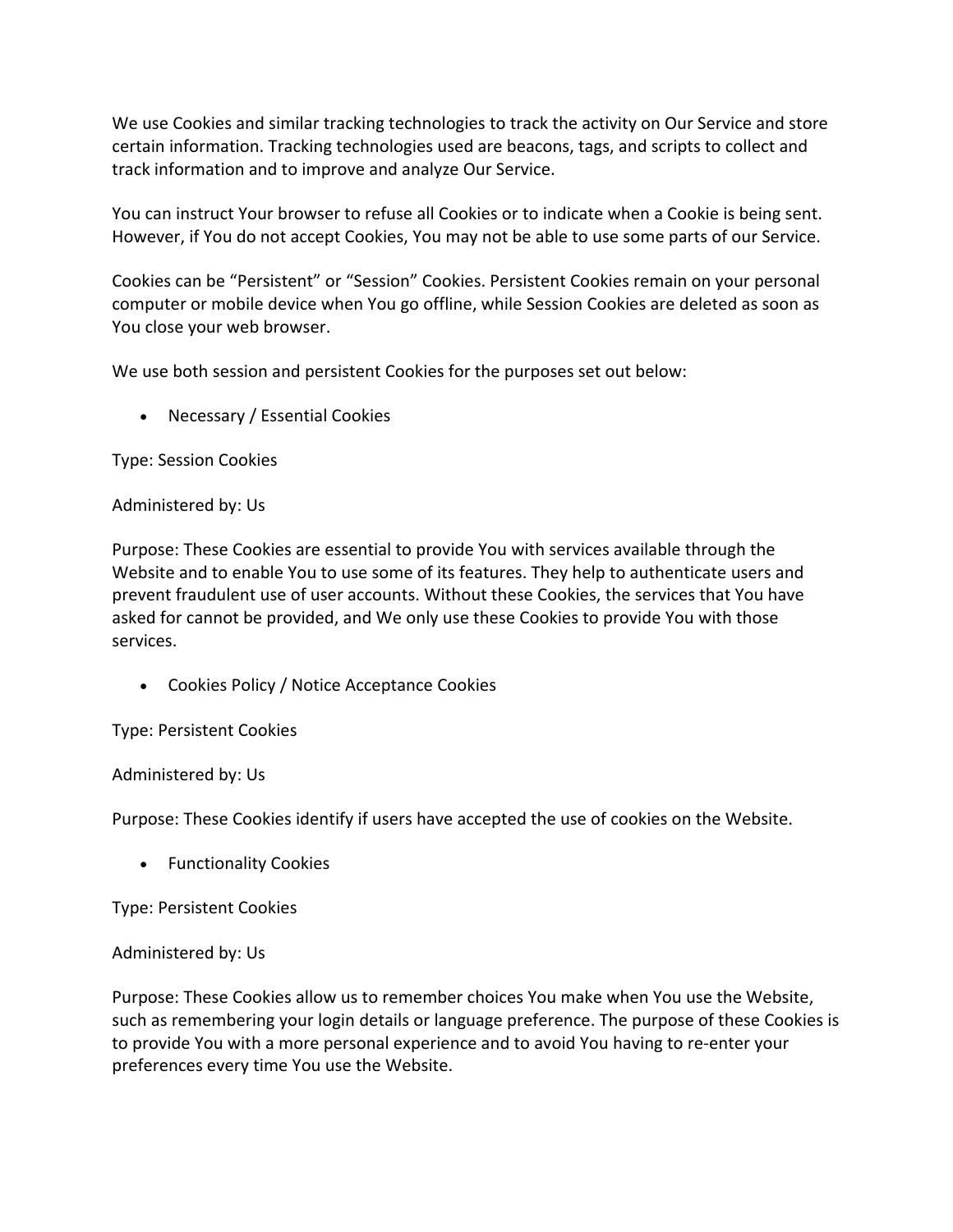We use Cookies and similar tracking technologies to track the activity on Our Service and store certain information. Tracking technologies used are beacons, tags, and scripts to collect and track information and to improve and analyze Our Service.

You can instruct Your browser to refuse all Cookies or to indicate when a Cookie is being sent. However, if You do not accept Cookies, You may not be able to use some parts of our Service.

Cookies can be "Persistent" or "Session" Cookies. Persistent Cookies remain on your personal computer or mobile device when You go offline, while Session Cookies are deleted as soon as You close your web browser.

We use both session and persistent Cookies for the purposes set out below:

- Necessary / Essential Cookies

Type: Session Cookies

Administered by: Us

Purpose: These Cookies are essential to provide You with services available through the Website and to enable You to use some of its features. They help to authenticate users and prevent fraudulent use of user accounts. Without these Cookies, the services that You have asked for cannot be provided, and We only use these Cookies to provide You with those services.

- Cookies Policy / Notice Acceptance Cookies

Type: Persistent Cookies

Administered by: Us

Purpose: These Cookies identify if users have accepted the use of cookies on the Website.

- Functionality Cookies

Type: Persistent Cookies

Administered by: Us

Purpose: These Cookies allow us to remember choices You make when You use the Website, such as remembering your login details or language preference. The purpose of these Cookies is to provide You with a more personal experience and to avoid You having to re-enter your preferences every time You use the Website.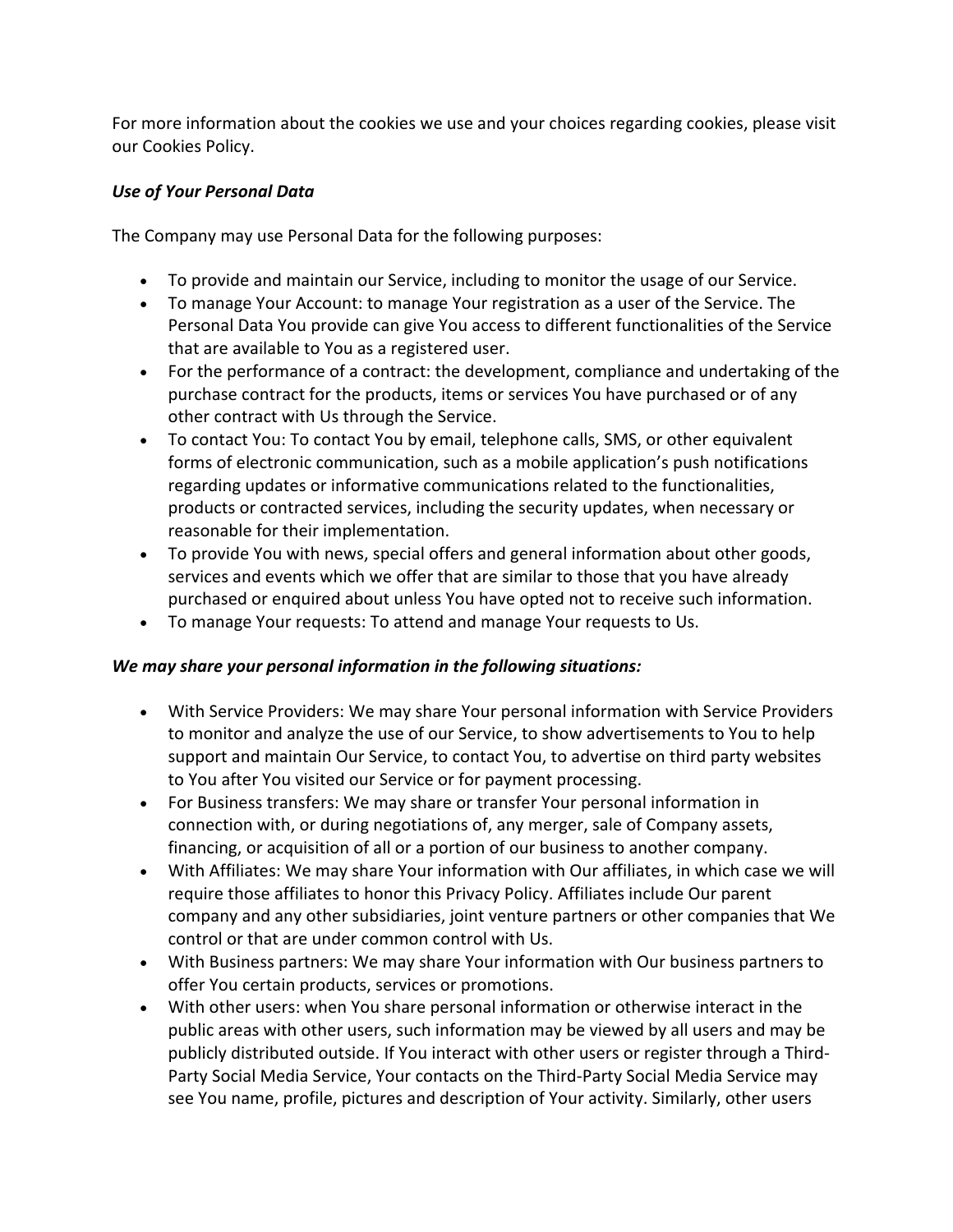For more information about the cookies we use and your choices regarding cookies, please visit our Cookies Policy.

***Use of Your Personal Data***

The Company may use Personal Data for the following purposes:

- To provide and maintain our Service, including to monitor the usage of our Service.
- To manage Your Account: to manage Your registration as a user of the Service. The Personal Data You provide can give You access to different functionalities of the Service that are available to You as a registered user.
- For the performance of a contract: the development, compliance and undertaking of the purchase contract for the products, items or services You have purchased or of any other contract with Us through the Service.
- To contact You: To contact You by email, telephone calls, SMS, or other equivalent forms of electronic communication, such as a mobile application's push notifications regarding updates or informative communications related to the functionalities, products or contracted services, including the security updates, when necessary or reasonable for their implementation.
- To provide You with news, special offers and general information about other goods, services and events which we offer that are similar to those that you have already purchased or enquired about unless You have opted not to receive such information.
- To manage Your requests: To attend and manage Your requests to Us.

***We may share your personal information in the following situations:***

- With Service Providers: We may share Your personal information with Service Providers to monitor and analyze the use of our Service, to show advertisements to You to help support and maintain Our Service, to contact You, to advertise on third party websites to You after You visited our Service or for payment processing.
- For Business transfers: We may share or transfer Your personal information in connection with, or during negotiations of, any merger, sale of Company assets, financing, or acquisition of all or a portion of our business to another company.
- With Affiliates: We may share Your information with Our affiliates, in which case we will require those affiliates to honor this Privacy Policy. Affiliates include Our parent company and any other subsidiaries, joint venture partners or other companies that We control or that are under common control with Us.
- With Business partners: We may share Your information with Our business partners to offer You certain products, services or promotions.
- With other users: when You share personal information or otherwise interact in the public areas with other users, such information may be viewed by all users and may be publicly distributed outside. If You interact with other users or register through a Third-Party Social Media Service, Your contacts on the Third-Party Social Media Service may see You name, profile, pictures and description of Your activity. Similarly, other users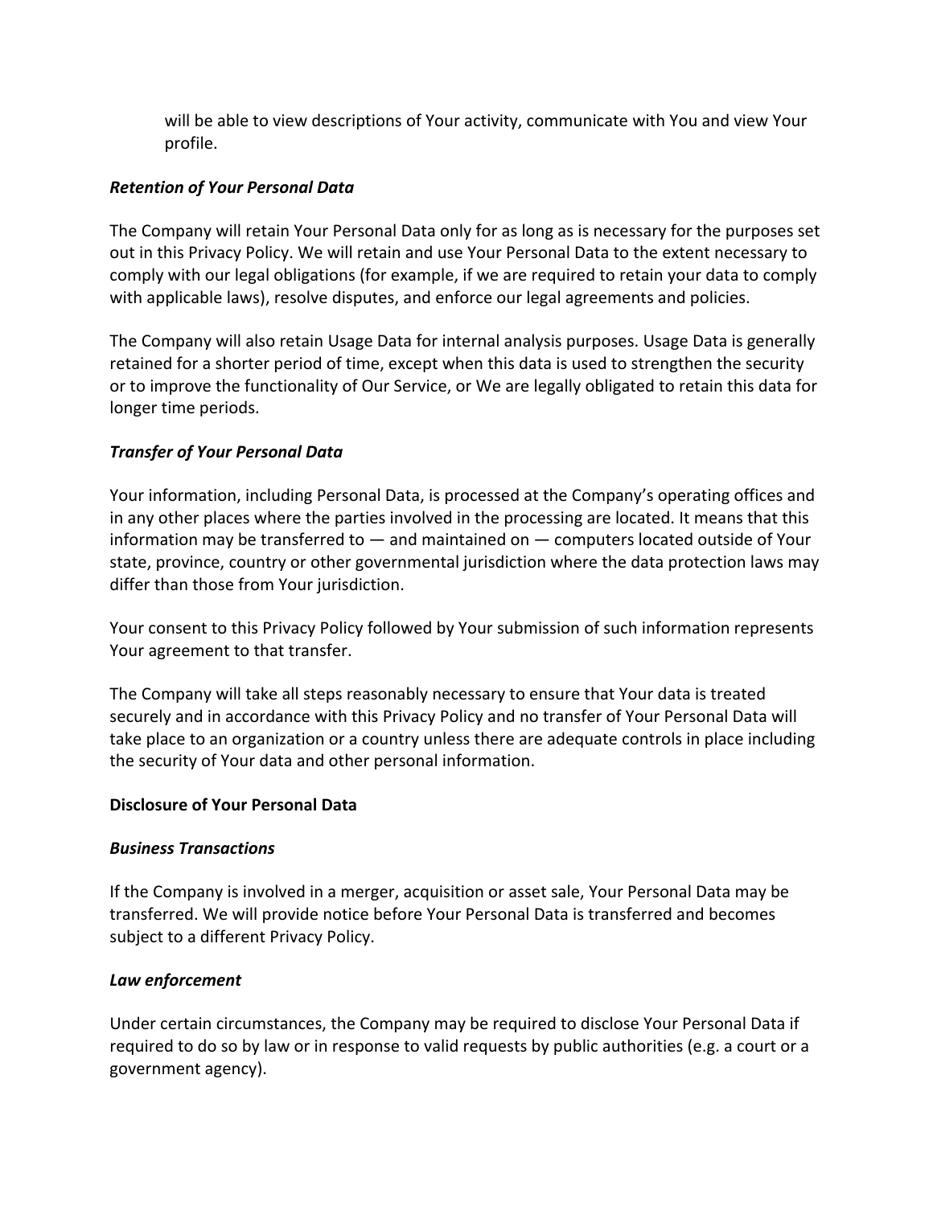will be able to view descriptions of Your activity, communicate with You and view Your profile.

***Retention of Your Personal Data***

The Company will retain Your Personal Data only for as long as is necessary for the purposes set out in this Privacy Policy. We will retain and use Your Personal Data to the extent necessary to comply with our legal obligations (for example, if we are required to retain your data to comply with applicable laws), resolve disputes, and enforce our legal agreements and policies.

The Company will also retain Usage Data for internal analysis purposes. Usage Data is generally retained for a shorter period of time, except when this data is used to strengthen the security or to improve the functionality of Our Service, or We are legally obligated to retain this data for longer time periods.

***Transfer of Your Personal Data***

Your information, including Personal Data, is processed at the Company's operating offices and in any other places where the parties involved in the processing are located. It means that this information may be transferred to — and maintained on — computers located outside of Your state, province, country or other governmental jurisdiction where the data protection laws may differ than those from Your jurisdiction.

Your consent to this Privacy Policy followed by Your submission of such information represents Your agreement to that transfer.

The Company will take all steps reasonably necessary to ensure that Your data is treated securely and in accordance with this Privacy Policy and no transfer of Your Personal Data will take place to an organization or a country unless there are adequate controls in place including the security of Your data and other personal information.

**Disclosure of Your Personal Data**

***Business Transactions***

If the Company is involved in a merger, acquisition or asset sale, Your Personal Data may be transferred. We will provide notice before Your Personal Data is transferred and becomes subject to a different Privacy Policy.

***Law enforcement***

Under certain circumstances, the Company may be required to disclose Your Personal Data if required to do so by law or in response to valid requests by public authorities (e.g. a court or a government agency).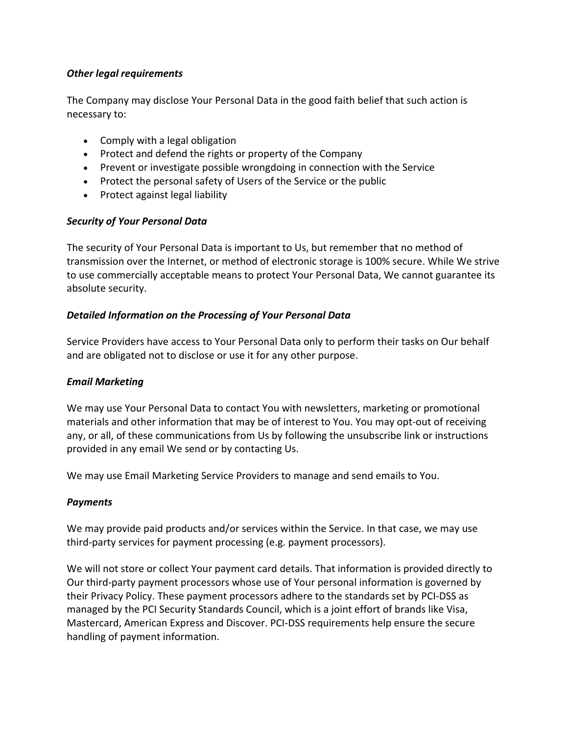### *Other legal requirements*

The Company may disclose Your Personal Data in the good faith belief that such action is necessary to:

- Comply with a legal obligation
- Protect and defend the rights or property of the Company
- Prevent or investigate possible wrongdoing in connection with the Service
- Protect the personal safety of Users of the Service or the public
- Protect against legal liability

### *Security of Your Personal Data*

The security of Your Personal Data is important to Us, but remember that no method of transmission over the Internet, or method of electronic storage is 100% secure. While We strive to use commercially acceptable means to protect Your Personal Data, We cannot guarantee its absolute security.

### *Detailed Information on the Processing of Your Personal Data*

Service Providers have access to Your Personal Data only to perform their tasks on Our behalf and are obligated not to disclose or use it for any other purpose.

### *Email Marketing*

We may use Your Personal Data to contact You with newsletters, marketing or promotional materials and other information that may be of interest to You. You may opt-out of receiving any, or all, of these communications from Us by following the unsubscribe link or instructions provided in any email We send or by contacting Us.

We may use Email Marketing Service Providers to manage and send emails to You.

### *Payments*

We may provide paid products and/or services within the Service. In that case, we may use third-party services for payment processing (e.g. payment processors).

We will not store or collect Your payment card details. That information is provided directly to Our third-party payment processors whose use of Your personal information is governed by their Privacy Policy. These payment processors adhere to the standards set by PCI-DSS as managed by the PCI Security Standards Council, which is a joint effort of brands like Visa, Mastercard, American Express and Discover. PCI-DSS requirements help ensure the secure handling of payment information.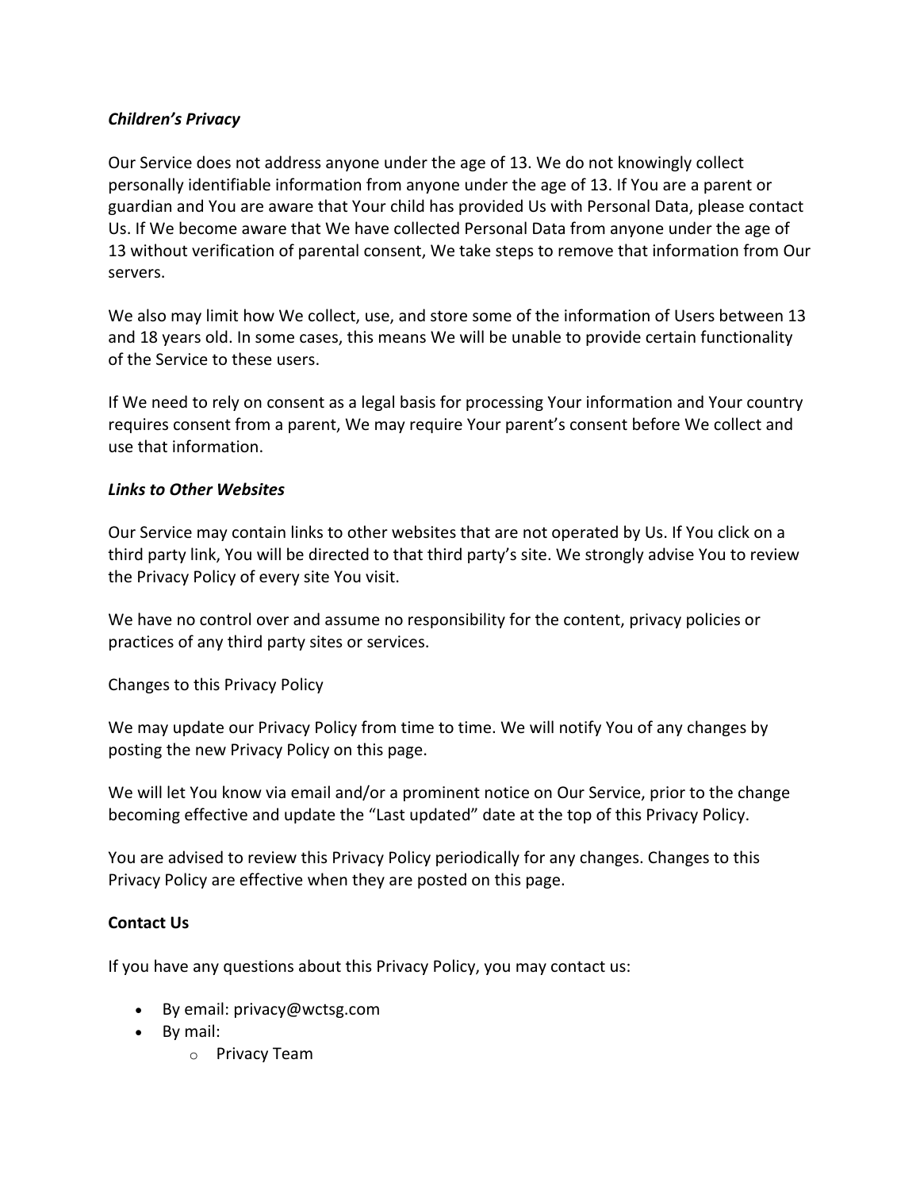### *Children's Privacy*

Our Service does not address anyone under the age of 13. We do not knowingly collect personally identifiable information from anyone under the age of 13. If You are a parent or guardian and You are aware that Your child has provided Us with Personal Data, please contact Us. If We become aware that We have collected Personal Data from anyone under the age of 13 without verification of parental consent, We take steps to remove that information from Our servers.

We also may limit how We collect, use, and store some of the information of Users between 13 and 18 years old. In some cases, this means We will be unable to provide certain functionality of the Service to these users.

If We need to rely on consent as a legal basis for processing Your information and Your country requires consent from a parent, We may require Your parent's consent before We collect and use that information.

### *Links to Other Websites*

Our Service may contain links to other websites that are not operated by Us. If You click on a third party link, You will be directed to that third party's site. We strongly advise You to review the Privacy Policy of every site You visit.

We have no control over and assume no responsibility for the content, privacy policies or practices of any third party sites or services.

Changes to this Privacy Policy

We may update our Privacy Policy from time to time. We will notify You of any changes by posting the new Privacy Policy on this page.

We will let You know via email and/or a prominent notice on Our Service, prior to the change becoming effective and update the "Last updated" date at the top of this Privacy Policy.

You are advised to review this Privacy Policy periodically for any changes. Changes to this Privacy Policy are effective when they are posted on this page.

### Contact Us

If you have any questions about this Privacy Policy, you may contact us:

- By email: privacy@wctsg.com
- By mail:
    - Privacy Team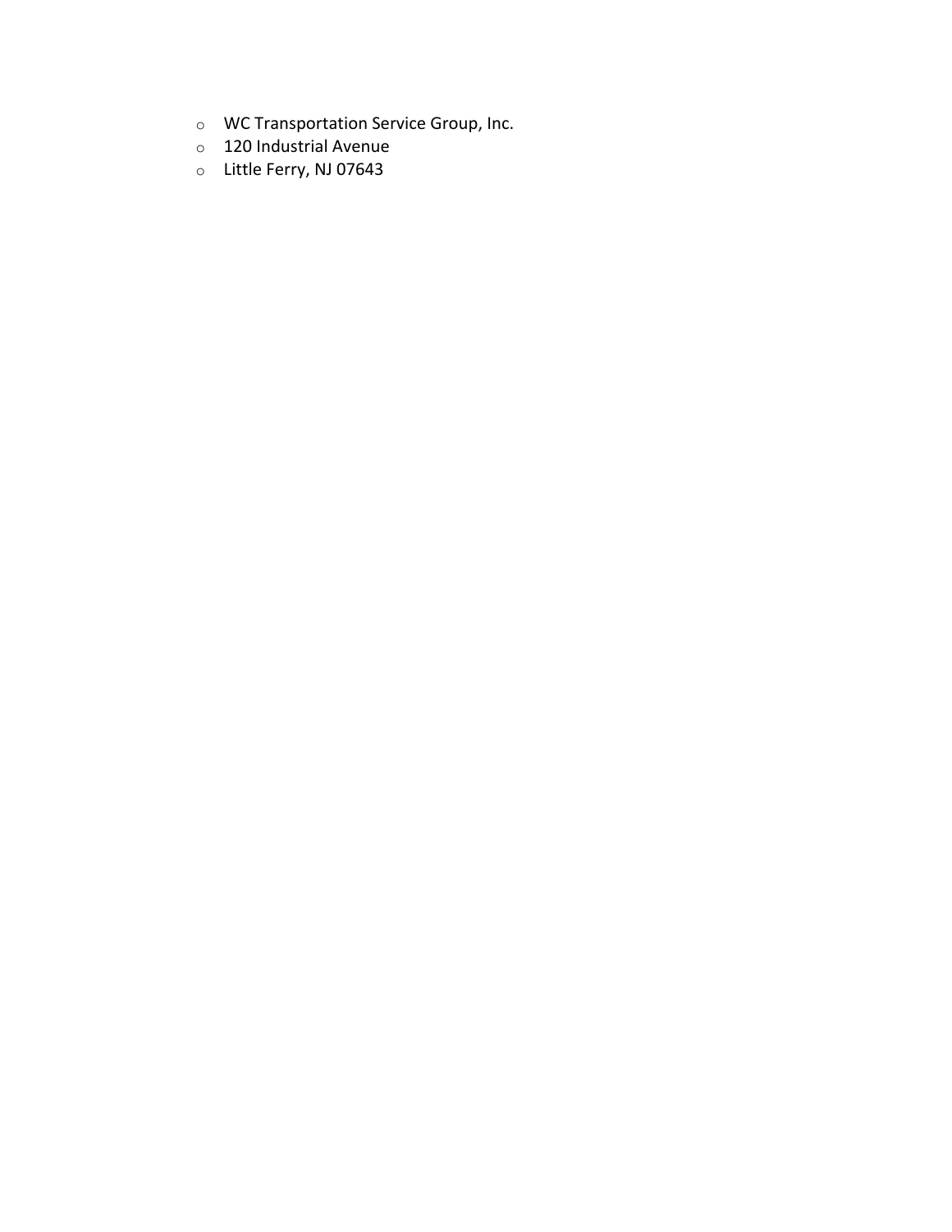- WC Transportation Service Group, Inc.
- 120 Industrial Avenue
- Little Ferry, NJ 07643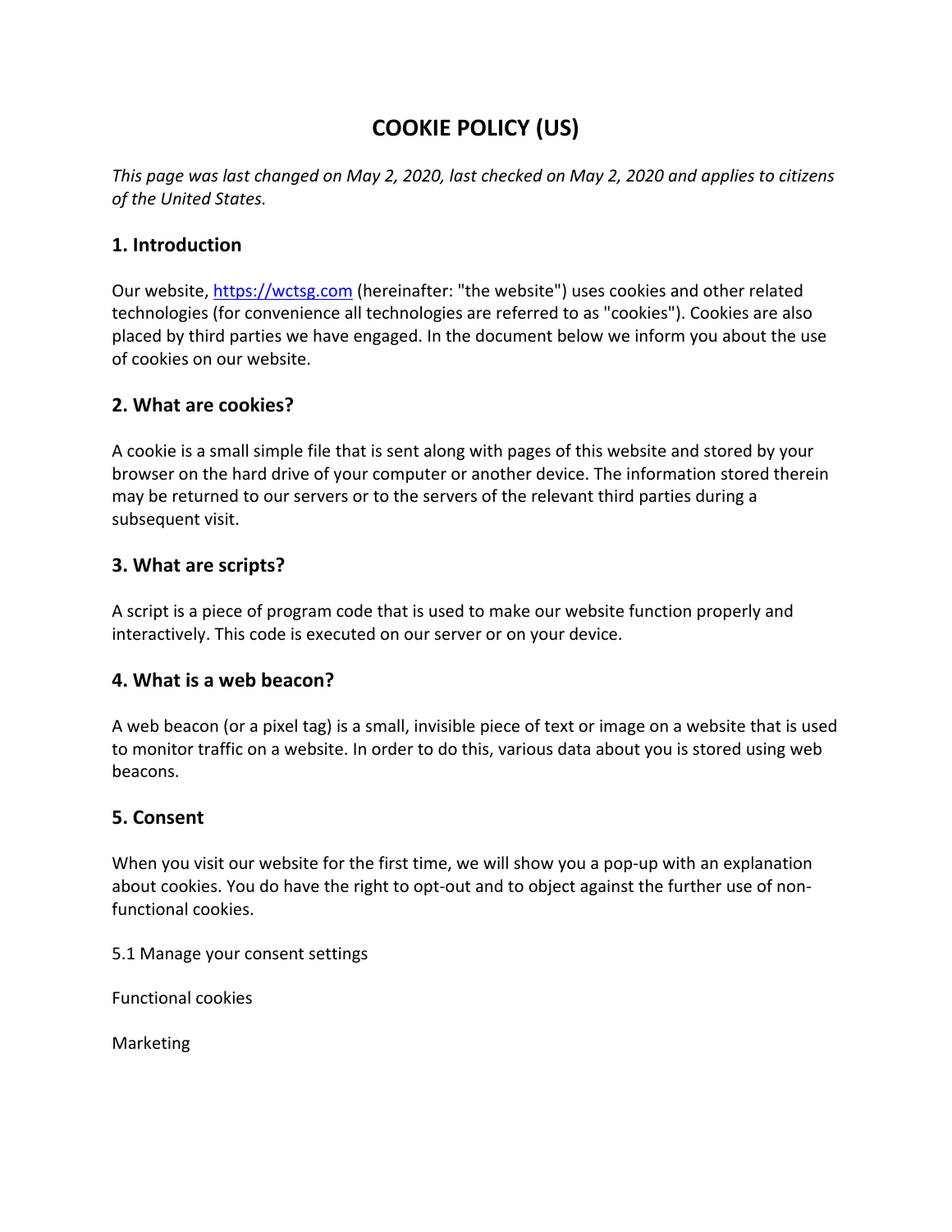# COOKIE POLICY (US)

*This page was last changed on May 2, 2020, last checked on May 2, 2020 and applies to citizens of the United States.*

## 1. Introduction

Our website, [https://wctsg.com](https://wctsg.com) (hereinafter: "the website") uses cookies and other related technologies (for convenience all technologies are referred to as "cookies"). Cookies are also placed by third parties we have engaged. In the document below we inform you about the use of cookies on our website.

## 2. What are cookies?

A cookie is a small simple file that is sent along with pages of this website and stored by your browser on the hard drive of your computer or another device. The information stored therein may be returned to our servers or to the servers of the relevant third parties during a subsequent visit.

## 3. What are scripts?

A script is a piece of program code that is used to make our website function properly and interactively. This code is executed on our server or on your device.

## 4. What is a web beacon?

A web beacon (or a pixel tag) is a small, invisible piece of text or image on a website that is used to monitor traffic on a website. In order to do this, various data about you is stored using web beacons.

## 5. Consent

When you visit our website for the first time, we will show you a pop-up with an explanation about cookies. You do have the right to opt-out and to object against the further use of non-functional cookies.

5.1 Manage your consent settings

Functional cookies

Marketing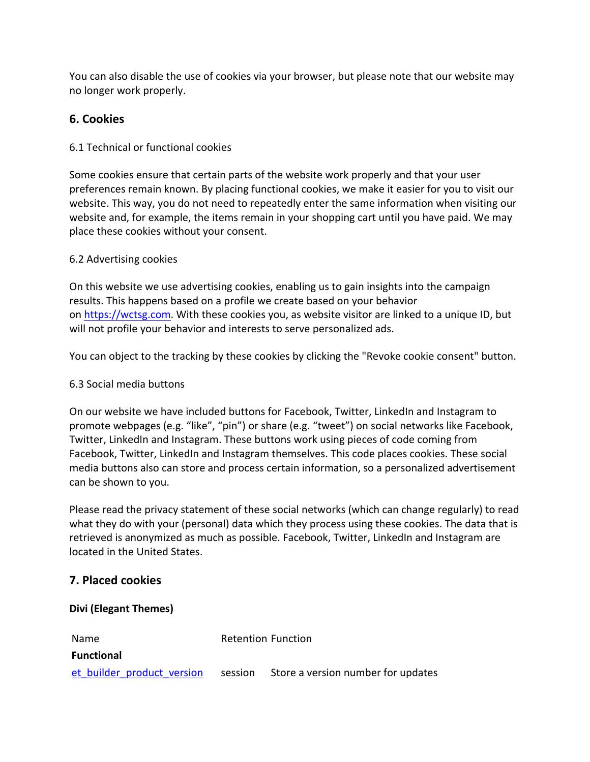You can also disable the use of cookies via your browser, but please note that our website may no longer work properly.

## 6. Cookies

6.1 Technical or functional cookies

Some cookies ensure that certain parts of the website work properly and that your user preferences remain known. By placing functional cookies, we make it easier for you to visit our website. This way, you do not need to repeatedly enter the same information when visiting our website and, for example, the items remain in your shopping cart until you have paid. We may place these cookies without your consent.

6.2 Advertising cookies

On this website we use advertising cookies, enabling us to gain insights into the campaign results. This happens based on a profile we create based on your behavior on [https://wctsg.com](https://wctsg.com). With these cookies you, as website visitor are linked to a unique ID, but will not profile your behavior and interests to serve personalized ads.

You can object to the tracking by these cookies by clicking the "Revoke cookie consent" button.

6.3 Social media buttons

On our website we have included buttons for Facebook, Twitter, LinkedIn and Instagram to promote webpages (e.g. "like", "pin") or share (e.g. "tweet") on social networks like Facebook, Twitter, LinkedIn and Instagram. These buttons work using pieces of code coming from Facebook, Twitter, LinkedIn and Instagram themselves. This code places cookies. These social media buttons also can store and process certain information, so a personalized advertisement can be shown to you.

Please read the privacy statement of these social networks (which can change regularly) to read what they do with your (personal) data which they process using these cookies. The data that is retrieved is anonymized as much as possible. Facebook, Twitter, LinkedIn and Instagram are located in the United States.

## 7. Placed cookies

**Divi (Elegant Themes)**

| Name | Retention | Function |
|---|---|---|
| **Functional** | | |
| et_builder_product_version | session | Store a version number for updates |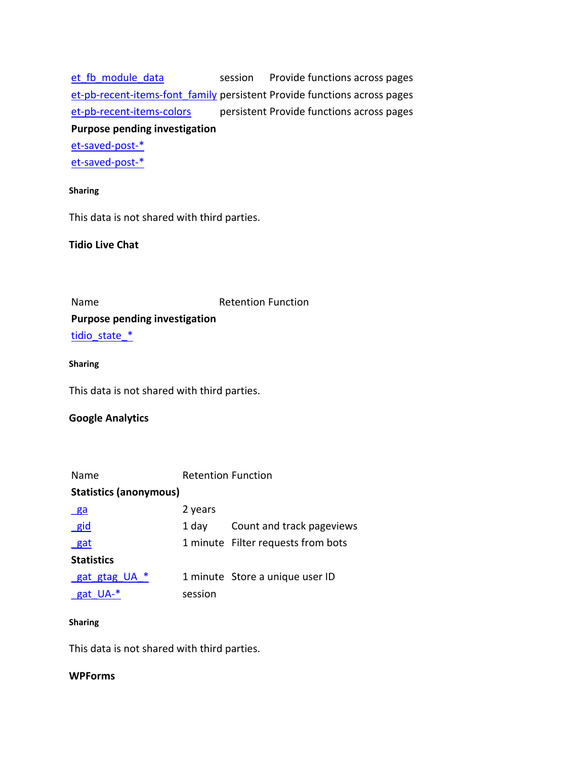| | | |
|---|---|---|
| et_fb_module_data | session | Provide functions across pages |
| et-pb-recent-items-font_family | persistent | Provide functions across pages |
| et-pb-recent-items-colors | persistent | Provide functions across pages |
| **Purpose pending investigation** | | |
| et-saved-post-* | | |
| et-saved-post-* | | |

#### Sharing

This data is not shared with third parties.

### Tidio Live Chat

| Name | Retention | Function |
|---|---|---|
| **Purpose pending investigation** | | |
| tidio_state_* | | |

#### Sharing

This data is not shared with third parties.

### Google Analytics

| Name | Retention | Function |
|---|---|---|
| **Statistics (anonymous)** | | |
| _ga | 2 years | |
| _gid | 1 day | Count and track pageviews |
| _gat | 1 minute | Filter requests from bots |
| **Statistics** | | |
| _gat_gtag_UA_* | 1 minute | Store a unique user ID |
| _gat_UA-* | session | |

#### Sharing

This data is not shared with third parties.

### WPForms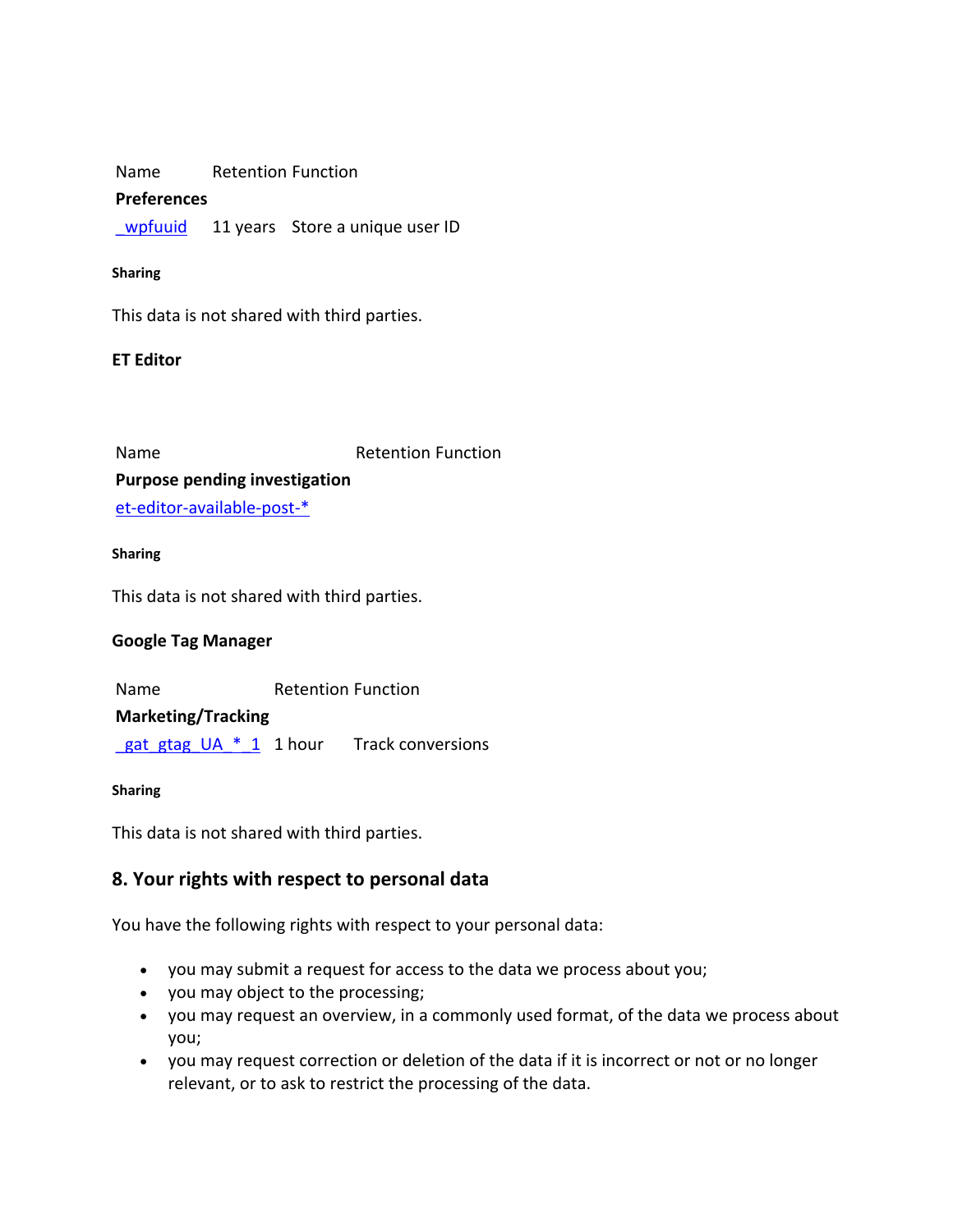| Name | Retention | Function |
|---|---|---|
| **Preferences** | | |
| _wpfuuid | 11 years | Store a unique user ID |

**Sharing**

This data is not shared with third parties.

**ET Editor**

| Name | Retention | Function |
|---|---|---|
| **Purpose pending investigation** | | |
| et-editor-available-post-* | | |

**Sharing**

This data is not shared with third parties.

**Google Tag Manager**

| Name | Retention | Function |
|---|---|---|
| **Marketing/Tracking** | | |
| _gat_gtag_UA_*_1 | 1 hour | Track conversions |

**Sharing**

This data is not shared with third parties.

## 8. Your rights with respect to personal data

You have the following rights with respect to your personal data:

- you may submit a request for access to the data we process about you;
- you may object to the processing;
- you may request an overview, in a commonly used format, of the data we process about you;
- you may request correction or deletion of the data if it is incorrect or not or no longer relevant, or to ask to restrict the processing of the data.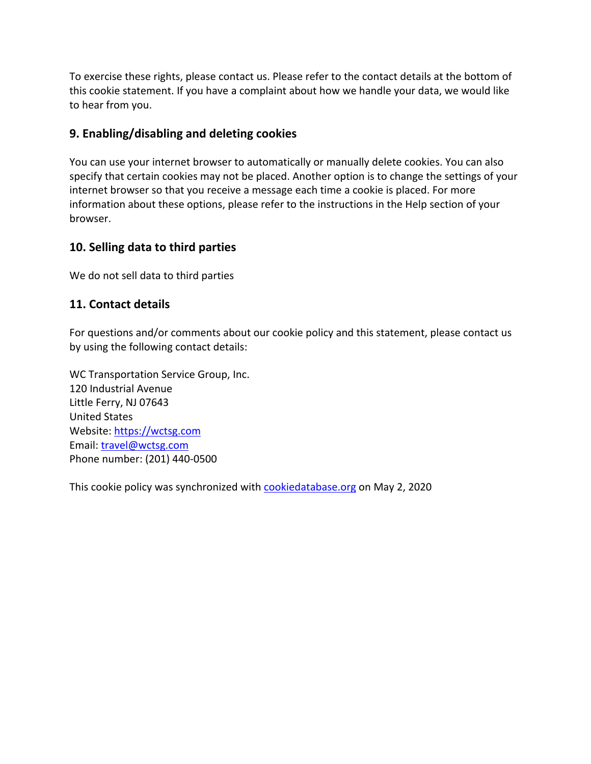To exercise these rights, please contact us. Please refer to the contact details at the bottom of this cookie statement. If you have a complaint about how we handle your data, we would like to hear from you.

## 9. Enabling/disabling and deleting cookies

You can use your internet browser to automatically or manually delete cookies. You can also specify that certain cookies may not be placed. Another option is to change the settings of your internet browser so that you receive a message each time a cookie is placed. For more information about these options, please refer to the instructions in the Help section of your browser.

## 10. Selling data to third parties

We do not sell data to third parties

## 11. Contact details

For questions and/or comments about our cookie policy and this statement, please contact us by using the following contact details:

WC Transportation Service Group, Inc.
120 Industrial Avenue
Little Ferry, NJ 07643
United States
Website: [https://wctsg.com](https://wctsg.com)
Email: [travel@wctsg.com](mailto:travel@wctsg.com)
Phone number: (201) 440-0500

This cookie policy was synchronized with [cookiedatabase.org](https://cookiedatabase.org) on May 2, 2020